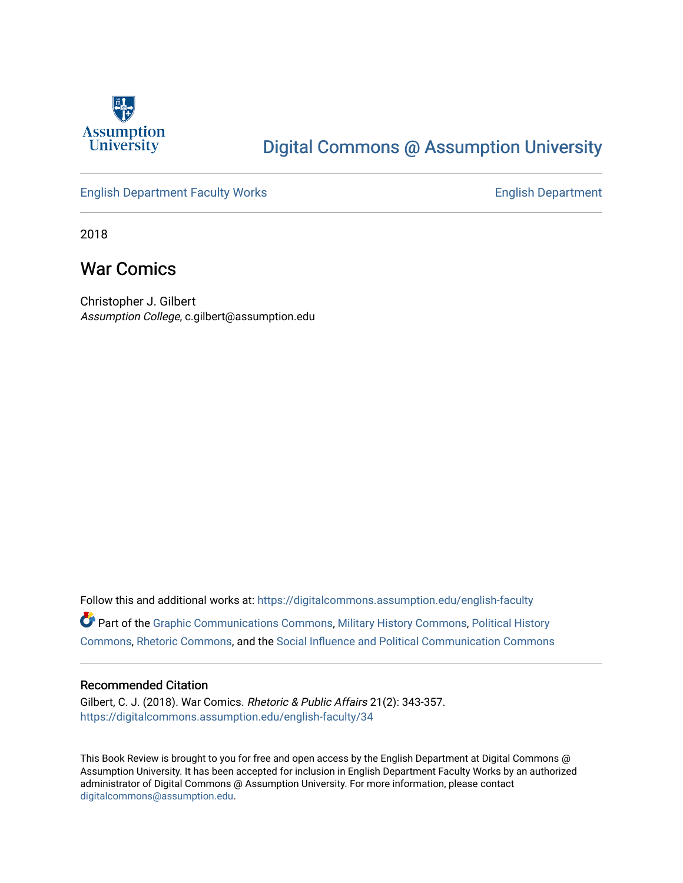Assumption University

# Digital Commons @ Assumption University

English Department Faculty Works | English Department

2018

## War Comics

Christopher J. Gilbert
*Assumption College*, c.gilbert@assumption.edu

Follow this and additional works at: https://digitalcommons.assumption.edu/english-faculty

Part of the Graphic Communications Commons, Military History Commons, Political History Commons, Rhetoric Commons, and the Social Influence and Political Communication Commons

### Recommended Citation

Gilbert, C. J. (2018). War Comics. *Rhetoric & Public Affairs* 21(2): 343-357. https://digitalcommons.assumption.edu/english-faculty/34

This Book Review is brought to you for free and open access by the English Department at Digital Commons @ Assumption University. It has been accepted for inclusion in English Department Faculty Works by an authorized administrator of Digital Commons @ Assumption University. For more information, please contact digitalcommons@assumption.edu.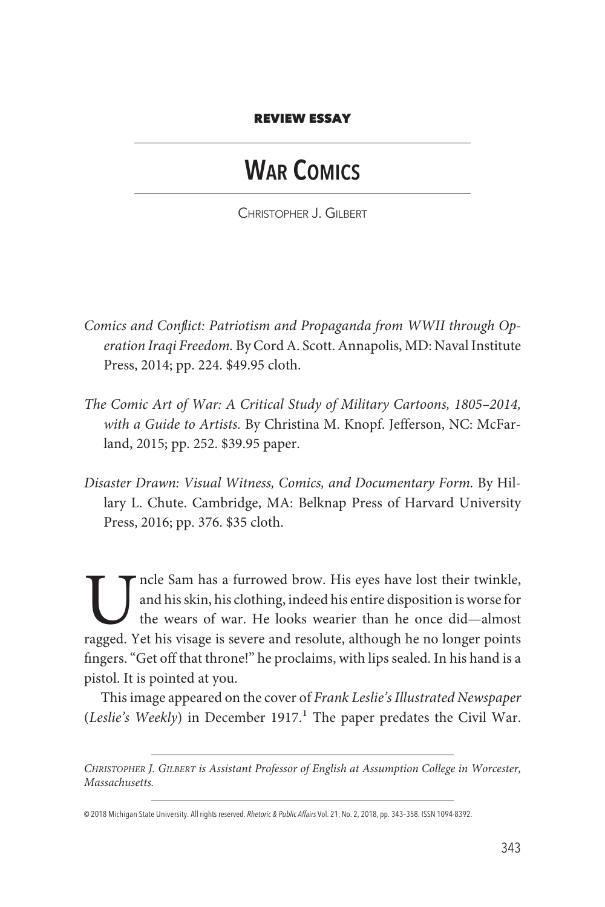**REVIEW ESSAY**

# War Comics

Christopher J. Gilbert

*Comics and Conflict: Patriotism and Propaganda from WWII through Operation Iraqi Freedom.* By Cord A. Scott. Annapolis, MD: Naval Institute Press, 2014; pp. 224. $49.95 cloth.

*The Comic Art of War: A Critical Study of Military Cartoons, 1805–2014, with a Guide to Artists.* By Christina M. Knopf. Jefferson, NC: McFarland, 2015; pp. 252. $39.95 paper.

*Disaster Drawn: Visual Witness, Comics, and Documentary Form.* By Hillary L. Chute. Cambridge, MA: Belknap Press of Harvard University Press, 2016; pp. 376. $35 cloth.

Uncle Sam has a furrowed brow. His eyes have lost their twinkle, and his skin, his clothing, indeed his entire disposition is worse for the wears of war. He looks wearier than he once did—almost ragged. Yet his visage is severe and resolute, although he no longer points fingers. "Get off that throne!" he proclaims, with lips sealed. In his hand is a pistol. It is pointed at you.

This image appeared on the cover of *Frank Leslie's Illustrated Newspaper* (*Leslie's Weekly*) in December 1917.[1] The paper predates the Civil War.

*Christopher J. Gilbert is Assistant Professor of English at Assumption College in Worcester, Massachusetts.*

© 2018 Michigan State University. All rights reserved. *Rhetoric & Public Affairs* Vol. 21, No. 2, 2018, pp. 343–358. ISSN 1094-8392.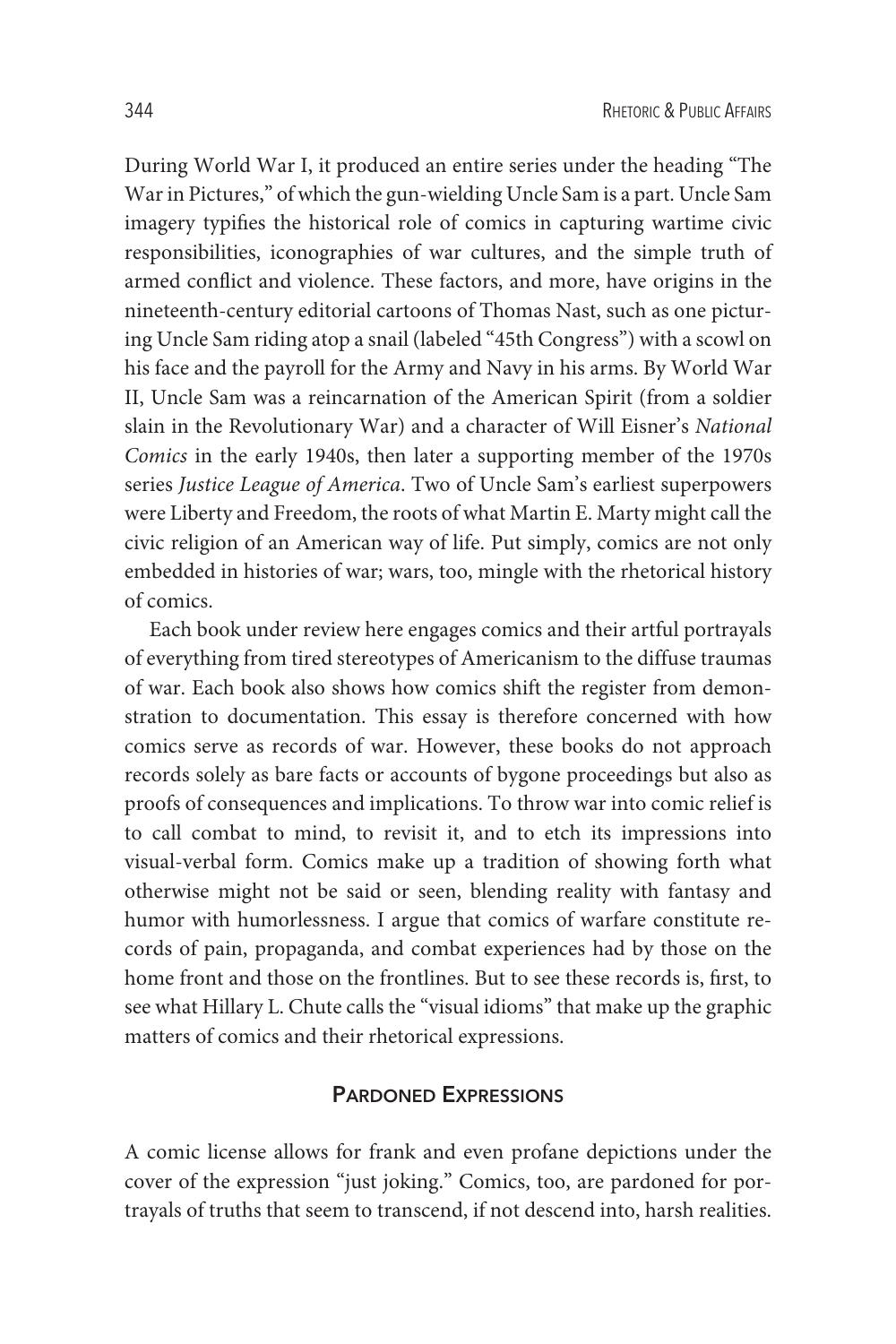During World War I, it produced an entire series under the heading "The War in Pictures," of which the gun-wielding Uncle Sam is a part. Uncle Sam imagery typifies the historical role of comics in capturing wartime civic responsibilities, iconographies of war cultures, and the simple truth of armed conflict and violence. These factors, and more, have origins in the nineteenth-century editorial cartoons of Thomas Nast, such as one picturing Uncle Sam riding atop a snail (labeled "45th Congress") with a scowl on his face and the payroll for the Army and Navy in his arms. By World War II, Uncle Sam was a reincarnation of the American Spirit (from a soldier slain in the Revolutionary War) and a character of Will Eisner's *National Comics* in the early 1940s, then later a supporting member of the 1970s series *Justice League of America*. Two of Uncle Sam's earliest superpowers were Liberty and Freedom, the roots of what Martin E. Marty might call the civic religion of an American way of life. Put simply, comics are not only embedded in histories of war; wars, too, mingle with the rhetorical history of comics.

Each book under review here engages comics and their artful portrayals of everything from tired stereotypes of Americanism to the diffuse traumas of war. Each book also shows how comics shift the register from demonstration to documentation. This essay is therefore concerned with how comics serve as records of war. However, these books do not approach records solely as bare facts or accounts of bygone proceedings but also as proofs of consequences and implications. To throw war into comic relief is to call combat to mind, to revisit it, and to etch its impressions into visual-verbal form. Comics make up a tradition of showing forth what otherwise might not be said or seen, blending reality with fantasy and humor with humorlessness. I argue that comics of warfare constitute records of pain, propaganda, and combat experiences had by those on the home front and those on the frontlines. But to see these records is, first, to see what Hillary L. Chute calls the "visual idioms" that make up the graphic matters of comics and their rhetorical expressions.

## Pardoned Expressions

A comic license allows for frank and even profane depictions under the cover of the expression "just joking." Comics, too, are pardoned for portrayals of truths that seem to transcend, if not descend into, harsh realities.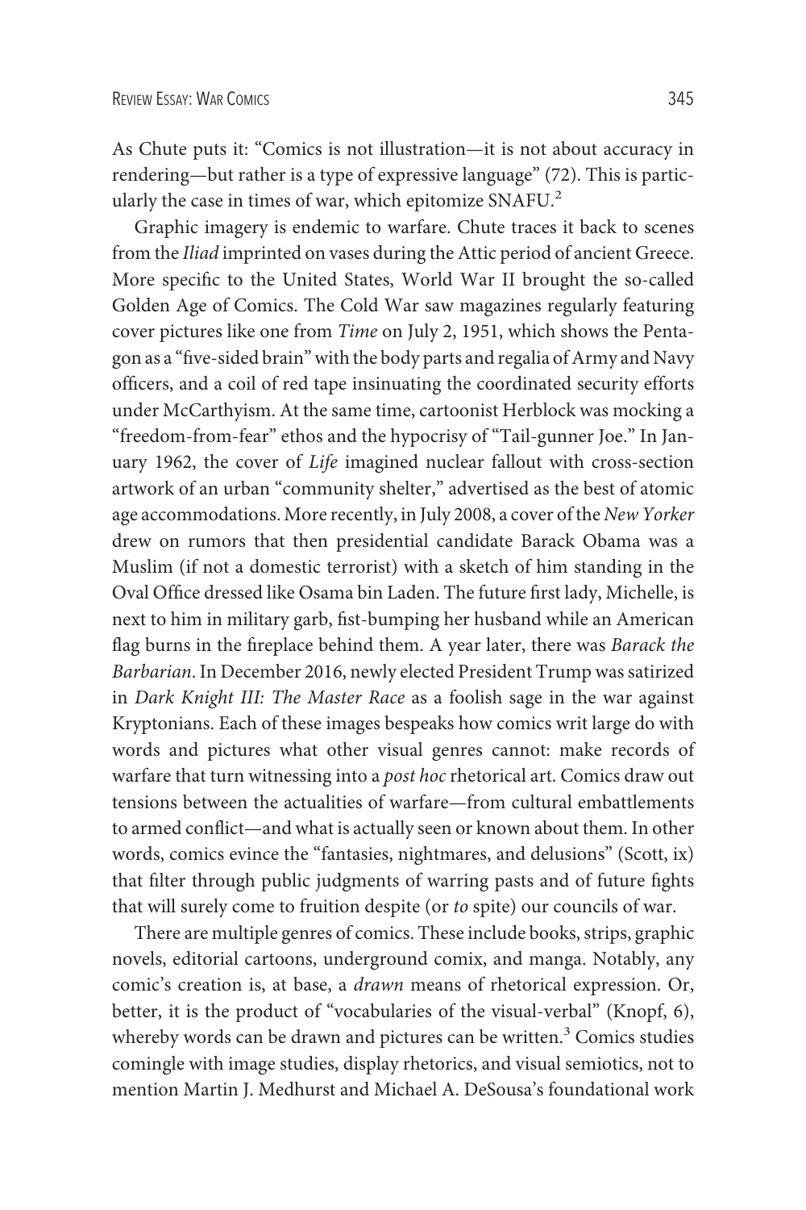As Chute puts it: "Comics is not illustration—it is not about accuracy in rendering—but rather is a type of expressive language" (72). This is particularly the case in times of war, which epitomize SNAFU.[2]

Graphic imagery is endemic to warfare. Chute traces it back to scenes from the *Iliad* imprinted on vases during the Attic period of ancient Greece. More specific to the United States, World War II brought the so-called Golden Age of Comics. The Cold War saw magazines regularly featuring cover pictures like one from *Time* on July 2, 1951, which shows the Pentagon as a "five-sided brain" with the body parts and regalia of Army and Navy officers, and a coil of red tape insinuating the coordinated security efforts under McCarthyism. At the same time, cartoonist Herblock was mocking a "freedom-from-fear" ethos and the hypocrisy of "Tail-gunner Joe." In January 1962, the cover of *Life* imagined nuclear fallout with cross-section artwork of an urban "community shelter," advertised as the best of atomic age accommodations. More recently, in July 2008, a cover of the *New Yorker* drew on rumors that then presidential candidate Barack Obama was a Muslim (if not a domestic terrorist) with a sketch of him standing in the Oval Office dressed like Osama bin Laden. The future first lady, Michelle, is next to him in military garb, fist-bumping her husband while an American flag burns in the fireplace behind them. A year later, there was *Barack the Barbarian*. In December 2016, newly elected President Trump was satirized in *Dark Knight III: The Master Race* as a foolish sage in the war against Kryptonians. Each of these images bespeaks how comics writ large do with words and pictures what other visual genres cannot: make records of warfare that turn witnessing into a *post hoc* rhetorical art. Comics draw out tensions between the actualities of warfare—from cultural embattlements to armed conflict—and what is actually seen or known about them. In other words, comics evince the "fantasies, nightmares, and delusions" (Scott, ix) that filter through public judgments of warring pasts and of future fights that will surely come to fruition despite (or *to* spite) our councils of war.

There are multiple genres of comics. These include books, strips, graphic novels, editorial cartoons, underground comix, and manga. Notably, any comic's creation is, at base, a *drawn* means of rhetorical expression. Or, better, it is the product of "vocabularies of the visual-verbal" (Knopf, 6), whereby words can be drawn and pictures can be written.[3] Comics studies comingle with image studies, display rhetorics, and visual semiotics, not to mention Martin J. Medhurst and Michael A. DeSousa's foundational work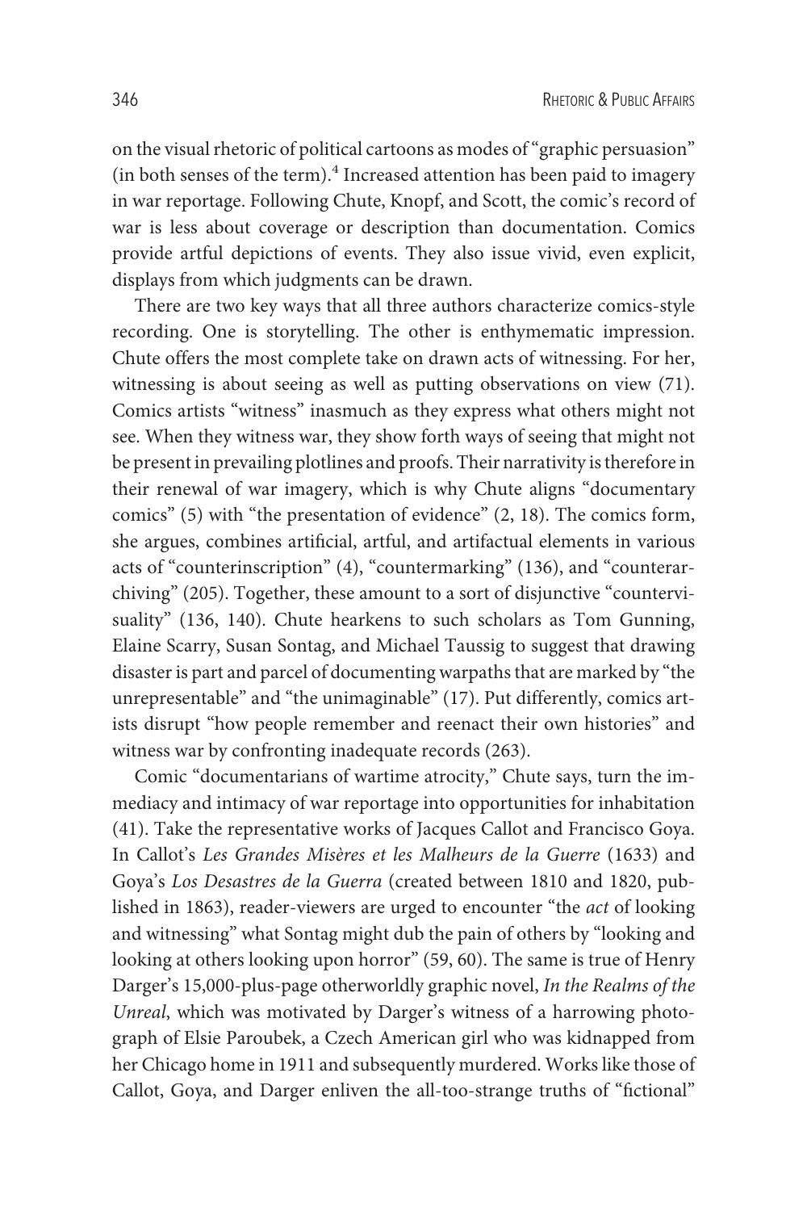on the visual rhetoric of political cartoons as modes of "graphic persuasion" (in both senses of the term).[4] Increased attention has been paid to imagery in war reportage. Following Chute, Knopf, and Scott, the comic's record of war is less about coverage or description than documentation. Comics provide artful depictions of events. They also issue vivid, even explicit, displays from which judgments can be drawn.

There are two key ways that all three authors characterize comics-style recording. One is storytelling. The other is enthymematic impression. Chute offers the most complete take on drawn acts of witnessing. For her, witnessing is about seeing as well as putting observations on view (71). Comics artists "witness" inasmuch as they express what others might not see. When they witness war, they show forth ways of seeing that might not be present in prevailing plotlines and proofs. Their narrativity is therefore in their renewal of war imagery, which is why Chute aligns "documentary comics" (5) with "the presentation of evidence" (2, 18). The comics form, she argues, combines artificial, artful, and artifactual elements in various acts of "counterinscription" (4), "countermarking" (136), and "counterarchiving" (205). Together, these amount to a sort of disjunctive "countervisuality" (136, 140). Chute hearkens to such scholars as Tom Gunning, Elaine Scarry, Susan Sontag, and Michael Taussig to suggest that drawing disaster is part and parcel of documenting warpaths that are marked by "the unrepresentable" and "the unimaginable" (17). Put differently, comics artists disrupt "how people remember and reenact their own histories" and witness war by confronting inadequate records (263).

Comic "documentarians of wartime atrocity," Chute says, turn the immediacy and intimacy of war reportage into opportunities for inhabitation (41). Take the representative works of Jacques Callot and Francisco Goya. In Callot's *Les Grandes Misères et les Malheurs de la Guerre* (1633) and Goya's *Los Desastres de la Guerra* (created between 1810 and 1820, published in 1863), reader-viewers are urged to encounter "the *act* of looking and witnessing" what Sontag might dub the pain of others by "looking and looking at others looking upon horror" (59, 60). The same is true of Henry Darger's 15,000-plus-page otherworldly graphic novel, *In the Realms of the Unreal*, which was motivated by Darger's witness of a harrowing photograph of Elsie Paroubek, a Czech American girl who was kidnapped from her Chicago home in 1911 and subsequently murdered. Works like those of Callot, Goya, and Darger enliven the all-too-strange truths of "fictional"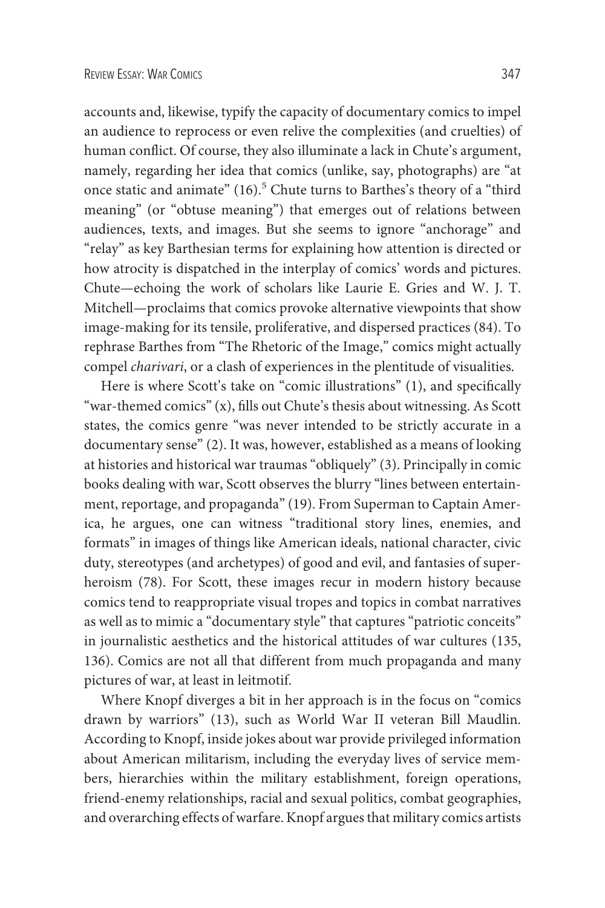accounts and, likewise, typify the capacity of documentary comics to impel an audience to reprocess or even relive the complexities (and cruelties) of human conflict. Of course, they also illuminate a lack in Chute's argument, namely, regarding her idea that comics (unlike, say, photographs) are "at once static and animate" (16).[5] Chute turns to Barthes's theory of a "third meaning" (or "obtuse meaning") that emerges out of relations between audiences, texts, and images. But she seems to ignore "anchorage" and "relay" as key Barthesian terms for explaining how attention is directed or how atrocity is dispatched in the interplay of comics' words and pictures. Chute—echoing the work of scholars like Laurie E. Gries and W. J. T. Mitchell—proclaims that comics provoke alternative viewpoints that show image-making for its tensile, proliferative, and dispersed practices (84). To rephrase Barthes from "The Rhetoric of the Image," comics might actually compel *charivari*, or a clash of experiences in the plentitude of visualities.

Here is where Scott's take on "comic illustrations" (1), and specifically "war-themed comics" (x), fills out Chute's thesis about witnessing. As Scott states, the comics genre "was never intended to be strictly accurate in a documentary sense" (2). It was, however, established as a means of looking at histories and historical war traumas "obliquely" (3). Principally in comic books dealing with war, Scott observes the blurry "lines between entertainment, reportage, and propaganda" (19). From Superman to Captain America, he argues, one can witness "traditional story lines, enemies, and formats" in images of things like American ideals, national character, civic duty, stereotypes (and archetypes) of good and evil, and fantasies of superheroism (78). For Scott, these images recur in modern history because comics tend to reappropriate visual tropes and topics in combat narratives as well as to mimic a "documentary style" that captures "patriotic conceits" in journalistic aesthetics and the historical attitudes of war cultures (135, 136). Comics are not all that different from much propaganda and many pictures of war, at least in leitmotif.

Where Knopf diverges a bit in her approach is in the focus on "comics drawn by warriors" (13), such as World War II veteran Bill Maudlin. According to Knopf, inside jokes about war provide privileged information about American militarism, including the everyday lives of service members, hierarchies within the military establishment, foreign operations, friend-enemy relationships, racial and sexual politics, combat geographies, and overarching effects of warfare. Knopf argues that military comics artists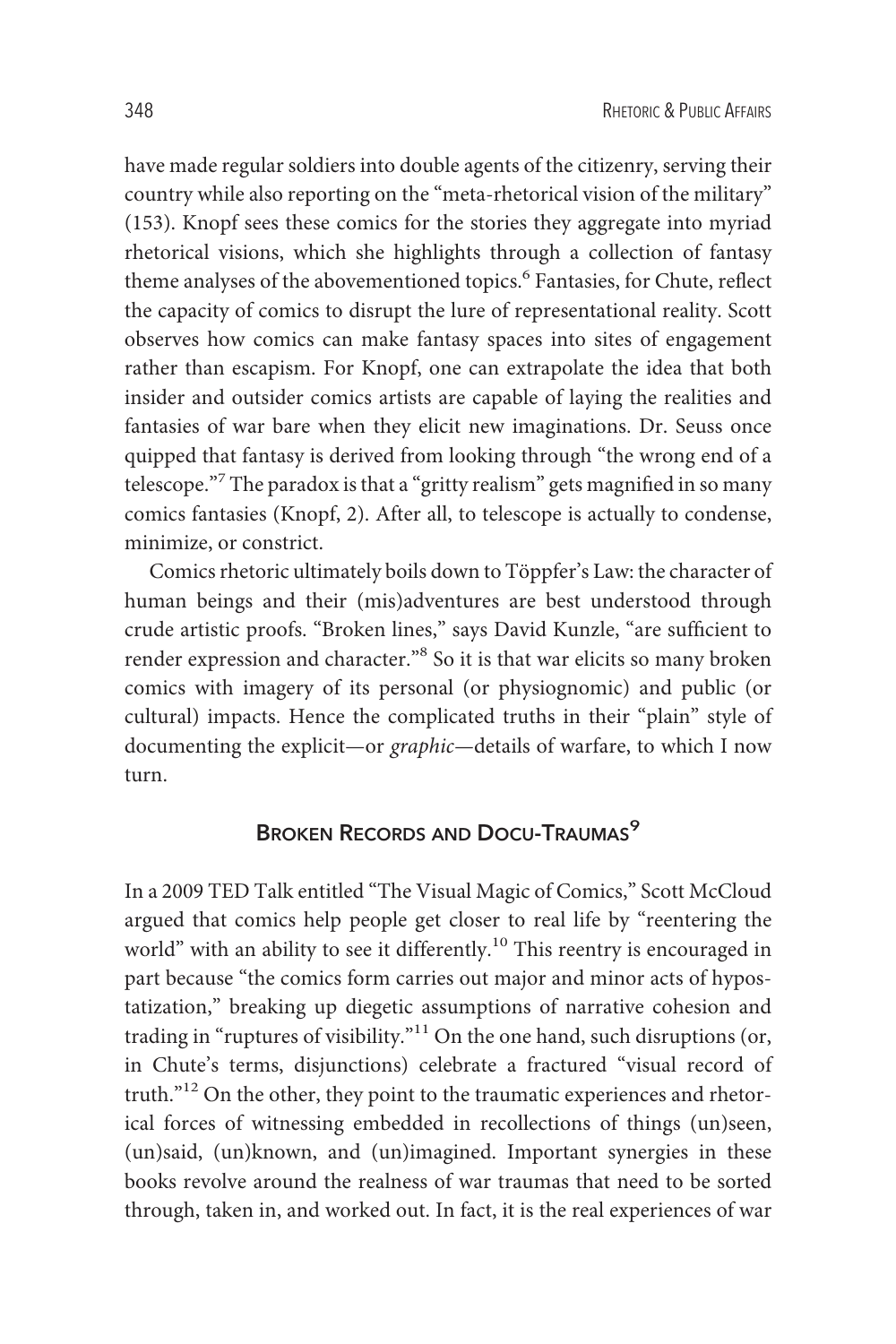have made regular soldiers into double agents of the citizenry, serving their country while also reporting on the "meta-rhetorical vision of the military" (153). Knopf sees these comics for the stories they aggregate into myriad rhetorical visions, which she highlights through a collection of fantasy theme analyses of the abovementioned topics.[6] Fantasies, for Chute, reflect the capacity of comics to disrupt the lure of representational reality. Scott observes how comics can make fantasy spaces into sites of engagement rather than escapism. For Knopf, one can extrapolate the idea that both insider and outsider comics artists are capable of laying the realities and fantasies of war bare when they elicit new imaginations. Dr. Seuss once quipped that fantasy is derived from looking through "the wrong end of a telescope."[7] The paradox is that a "gritty realism" gets magnified in so many comics fantasies (Knopf, 2). After all, to telescope is actually to condense, minimize, or constrict.

Comics rhetoric ultimately boils down to Töppfer's Law: the character of human beings and their (mis)adventures are best understood through crude artistic proofs. "Broken lines," says David Kunzle, "are sufficient to render expression and character."[8] So it is that war elicits so many broken comics with imagery of its personal (or physiognomic) and public (or cultural) impacts. Hence the complicated truths in their "plain" style of documenting the explicit—or *graphic*—details of warfare, to which I now turn.

## Broken Records and Docu-Traumas[9]

In a 2009 TED Talk entitled "The Visual Magic of Comics," Scott McCloud argued that comics help people get closer to real life by "reentering the world" with an ability to see it differently.[10] This reentry is encouraged in part because "the comics form carries out major and minor acts of hypostatization," breaking up diegetic assumptions of narrative cohesion and trading in "ruptures of visibility."[11] On the one hand, such disruptions (or, in Chute's terms, disjunctions) celebrate a fractured "visual record of truth."[12] On the other, they point to the traumatic experiences and rhetorical forces of witnessing embedded in recollections of things (un)seen, (un)said, (un)known, and (un)imagined. Important synergies in these books revolve around the realness of war traumas that need to be sorted through, taken in, and worked out. In fact, it is the real experiences of war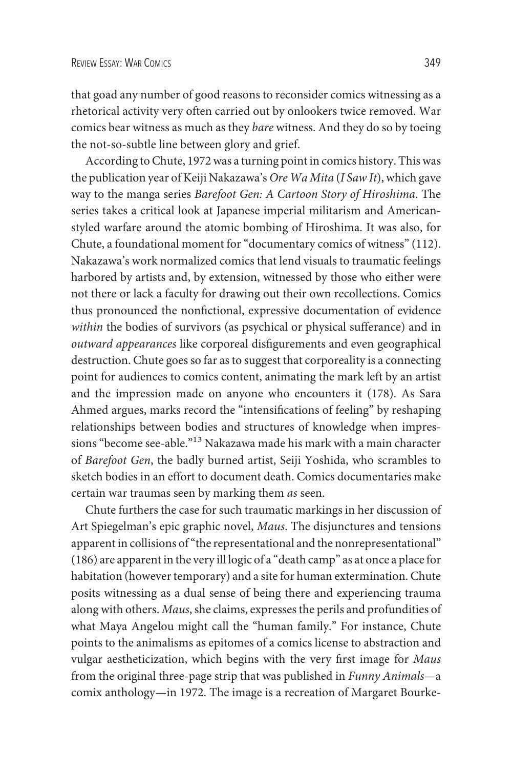that goad any number of good reasons to reconsider comics witnessing as a rhetorical activity very often carried out by onlookers twice removed. War comics bear witness as much as they *bare* witness. And they do so by toeing the not-so-subtle line between glory and grief.

According to Chute, 1972 was a turning point in comics history. This was the publication year of Keiji Nakazawa's *Ore Wa Mita* (*I Saw It*), which gave way to the manga series *Barefoot Gen: A Cartoon Story of Hiroshima*. The series takes a critical look at Japanese imperial militarism and American-styled warfare around the atomic bombing of Hiroshima. It was also, for Chute, a foundational moment for "documentary comics of witness" (112). Nakazawa's work normalized comics that lend visuals to traumatic feelings harbored by artists and, by extension, witnessed by those who either were not there or lack a faculty for drawing out their own recollections. Comics thus pronounced the nonfictional, expressive documentation of evidence *within* the bodies of survivors (as psychical or physical sufferance) and in *outward appearances* like corporeal disfigurements and even geographical destruction. Chute goes so far as to suggest that corporeality is a connecting point for audiences to comics content, animating the mark left by an artist and the impression made on anyone who encounters it (178). As Sara Ahmed argues, marks record the "intensifications of feeling" by reshaping relationships between bodies and structures of knowledge when impressions "become see-able."[13] Nakazawa made his mark with a main character of *Barefoot Gen*, the badly burned artist, Seiji Yoshida, who scrambles to sketch bodies in an effort to document death. Comics documentaries make certain war traumas seen by marking them *as* seen.

Chute furthers the case for such traumatic markings in her discussion of Art Spiegelman's epic graphic novel, *Maus*. The disjunctures and tensions apparent in collisions of "the representational and the nonrepresentational" (186) are apparent in the very ill logic of a "death camp" as at once a place for habitation (however temporary) and a site for human extermination. Chute posits witnessing as a dual sense of being there and experiencing trauma along with others. *Maus*, she claims, expresses the perils and profundities of what Maya Angelou might call the "human family." For instance, Chute points to the animalisms as epitomes of a comics license to abstraction and vulgar aestheticization, which begins with the very first image for *Maus* from the original three-page strip that was published in *Funny Animals*—a comix anthology—in 1972. The image is a recreation of Margaret Bourke-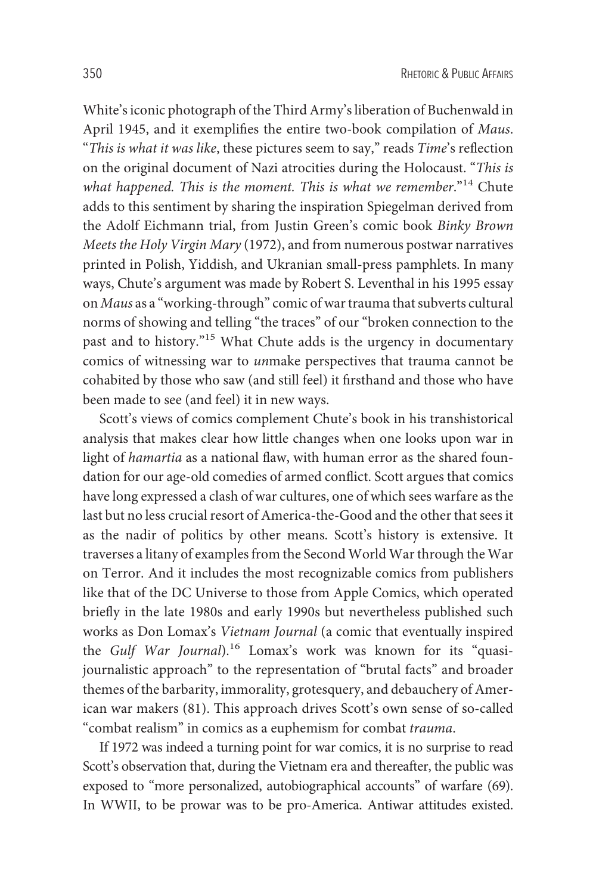White's iconic photograph of the Third Army's liberation of Buchenwald in April 1945, and it exemplifies the entire two-book compilation of *Maus*. "*This is what it was like*, these pictures seem to say," reads *Time*'s reflection on the original document of Nazi atrocities during the Holocaust. "*This is what happened. This is the moment. This is what we remember*."[14] Chute adds to this sentiment by sharing the inspiration Spiegelman derived from the Adolf Eichmann trial, from Justin Green's comic book *Binky Brown Meets the Holy Virgin Mary* (1972), and from numerous postwar narratives printed in Polish, Yiddish, and Ukranian small-press pamphlets. In many ways, Chute's argument was made by Robert S. Leventhal in his 1995 essay on *Maus* as a "working-through" comic of war trauma that subverts cultural norms of showing and telling "the traces" of our "broken connection to the past and to history."[15] What Chute adds is the urgency in documentary comics of witnessing war to *un*make perspectives that trauma cannot be cohabited by those who saw (and still feel) it firsthand and those who have been made to see (and feel) it in new ways.

Scott's views of comics complement Chute's book in his transhistorical analysis that makes clear how little changes when one looks upon war in light of *hamartia* as a national flaw, with human error as the shared foundation for our age-old comedies of armed conflict. Scott argues that comics have long expressed a clash of war cultures, one of which sees warfare as the last but no less crucial resort of America-the-Good and the other that sees it as the nadir of politics by other means. Scott's history is extensive. It traverses a litany of examples from the Second World War through the War on Terror. And it includes the most recognizable comics from publishers like that of the DC Universe to those from Apple Comics, which operated briefly in the late 1980s and early 1990s but nevertheless published such works as Don Lomax's *Vietnam Journal* (a comic that eventually inspired the *Gulf War Journal*).[16] Lomax's work was known for its "quasi-journalistic approach" to the representation of "brutal facts" and broader themes of the barbarity, immorality, grotesquery, and debauchery of American war makers (81). This approach drives Scott's own sense of so-called "combat realism" in comics as a euphemism for combat *trauma*.

If 1972 was indeed a turning point for war comics, it is no surprise to read Scott's observation that, during the Vietnam era and thereafter, the public was exposed to "more personalized, autobiographical accounts" of warfare (69). In WWII, to be prowar was to be pro-America. Antiwar attitudes existed.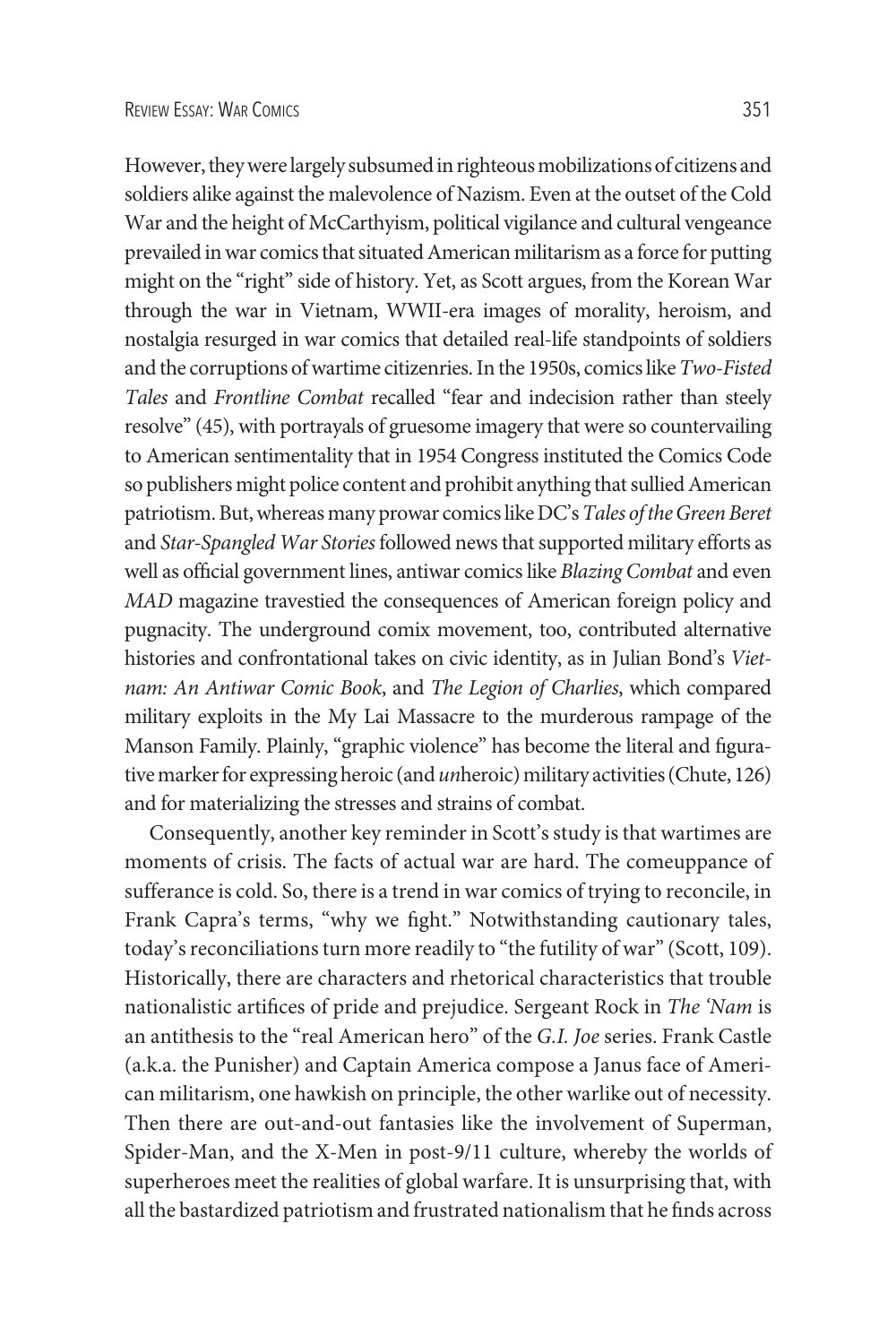However, they were largely subsumed in righteous mobilizations of citizens and soldiers alike against the malevolence of Nazism. Even at the outset of the Cold War and the height of McCarthyism, political vigilance and cultural vengeance prevailed in war comics that situated American militarism as a force for putting might on the "right" side of history. Yet, as Scott argues, from the Korean War through the war in Vietnam, WWII-era images of morality, heroism, and nostalgia resurged in war comics that detailed real-life standpoints of soldiers and the corruptions of wartime citizenries. In the 1950s, comics like *Two-Fisted Tales* and *Frontline Combat* recalled "fear and indecision rather than steely resolve" (45), with portrayals of gruesome imagery that were so countervailing to American sentimentality that in 1954 Congress instituted the Comics Code so publishers might police content and prohibit anything that sullied American patriotism. But, whereas many prowar comics like DC's *Tales of the Green Beret* and *Star-Spangled War Stories* followed news that supported military efforts as well as official government lines, antiwar comics like *Blazing Combat* and even *MAD* magazine travestied the consequences of American foreign policy and pugnacity. The underground comix movement, too, contributed alternative histories and confrontational takes on civic identity, as in Julian Bond's *Vietnam: An Antiwar Comic Book*, and *The Legion of Charlies*, which compared military exploits in the My Lai Massacre to the murderous rampage of the Manson Family. Plainly, "graphic violence" has become the literal and figurative marker for expressing heroic (and *un*heroic) military activities (Chute, 126) and for materializing the stresses and strains of combat.

Consequently, another key reminder in Scott's study is that wartimes are moments of crisis. The facts of actual war are hard. The comeuppance of sufferance is cold. So, there is a trend in war comics of trying to reconcile, in Frank Capra's terms, "why we fight." Notwithstanding cautionary tales, today's reconciliations turn more readily to "the futility of war" (Scott, 109). Historically, there are characters and rhetorical characteristics that trouble nationalistic artifices of pride and prejudice. Sergeant Rock in *The 'Nam* is an antithesis to the "real American hero" of the *G.I. Joe* series. Frank Castle (a.k.a. the Punisher) and Captain America compose a Janus face of American militarism, one hawkish on principle, the other warlike out of necessity. Then there are out-and-out fantasies like the involvement of Superman, Spider-Man, and the X-Men in post-9/11 culture, whereby the worlds of superheroes meet the realities of global warfare. It is unsurprising that, with all the bastardized patriotism and frustrated nationalism that he finds across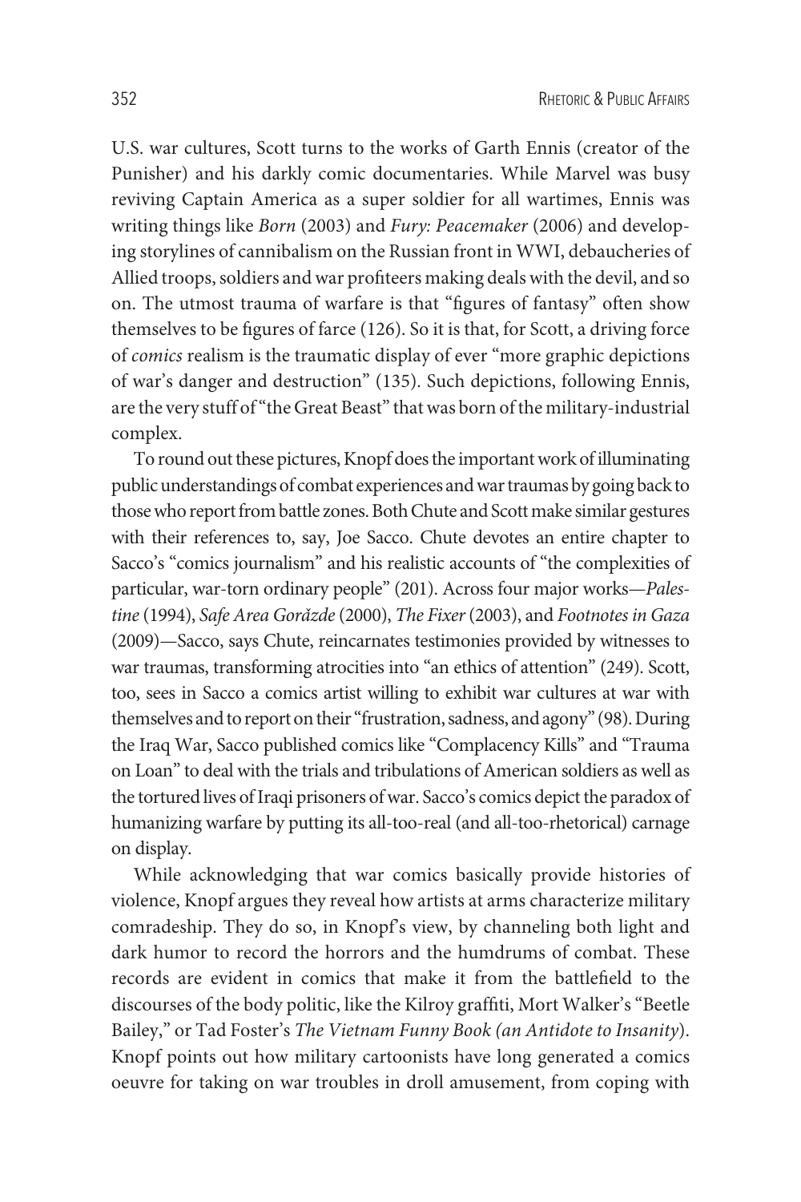U.S. war cultures, Scott turns to the works of Garth Ennis (creator of the Punisher) and his darkly comic documentaries. While Marvel was busy reviving Captain America as a super soldier for all wartimes, Ennis was writing things like *Born* (2003) and *Fury: Peacemaker* (2006) and developing storylines of cannibalism on the Russian front in WWI, debaucheries of Allied troops, soldiers and war profiteers making deals with the devil, and so on. The utmost trauma of warfare is that "figures of fantasy" often show themselves to be figures of farce (126). So it is that, for Scott, a driving force of *comics* realism is the traumatic display of ever "more graphic depictions of war's danger and destruction" (135). Such depictions, following Ennis, are the very stuff of "the Great Beast" that was born of the military-industrial complex.

To round out these pictures, Knopf does the important work of illuminating public understandings of combat experiences and war traumas by going back to those who report from battle zones. Both Chute and Scott make similar gestures with their references to, say, Joe Sacco. Chute devotes an entire chapter to Sacco's "comics journalism" and his realistic accounts of "the complexities of particular, war-torn ordinary people" (201). Across four major works—*Palestine* (1994), *Safe Area Goražde* (2000), *The Fixer* (2003), and *Footnotes in Gaza* (2009)—Sacco, says Chute, reincarnates testimonies provided by witnesses to war traumas, transforming atrocities into "an ethics of attention" (249). Scott, too, sees in Sacco a comics artist willing to exhibit war cultures at war with themselves and to report on their "frustration, sadness, and agony" (98). During the Iraq War, Sacco published comics like "Complacency Kills" and "Trauma on Loan" to deal with the trials and tribulations of American soldiers as well as the tortured lives of Iraqi prisoners of war. Sacco's comics depict the paradox of humanizing warfare by putting its all-too-real (and all-too-rhetorical) carnage on display.

While acknowledging that war comics basically provide histories of violence, Knopf argues they reveal how artists at arms characterize military comradeship. They do so, in Knopf's view, by channeling both light and dark humor to record the horrors and the humdrums of combat. These records are evident in comics that make it from the battlefield to the discourses of the body politic, like the Kilroy graffiti, Mort Walker's "Beetle Bailey," or Tad Foster's *The Vietnam Funny Book (an Antidote to Insanity)*. Knopf points out how military cartoonists have long generated a comics oeuvre for taking on war troubles in droll amusement, from coping with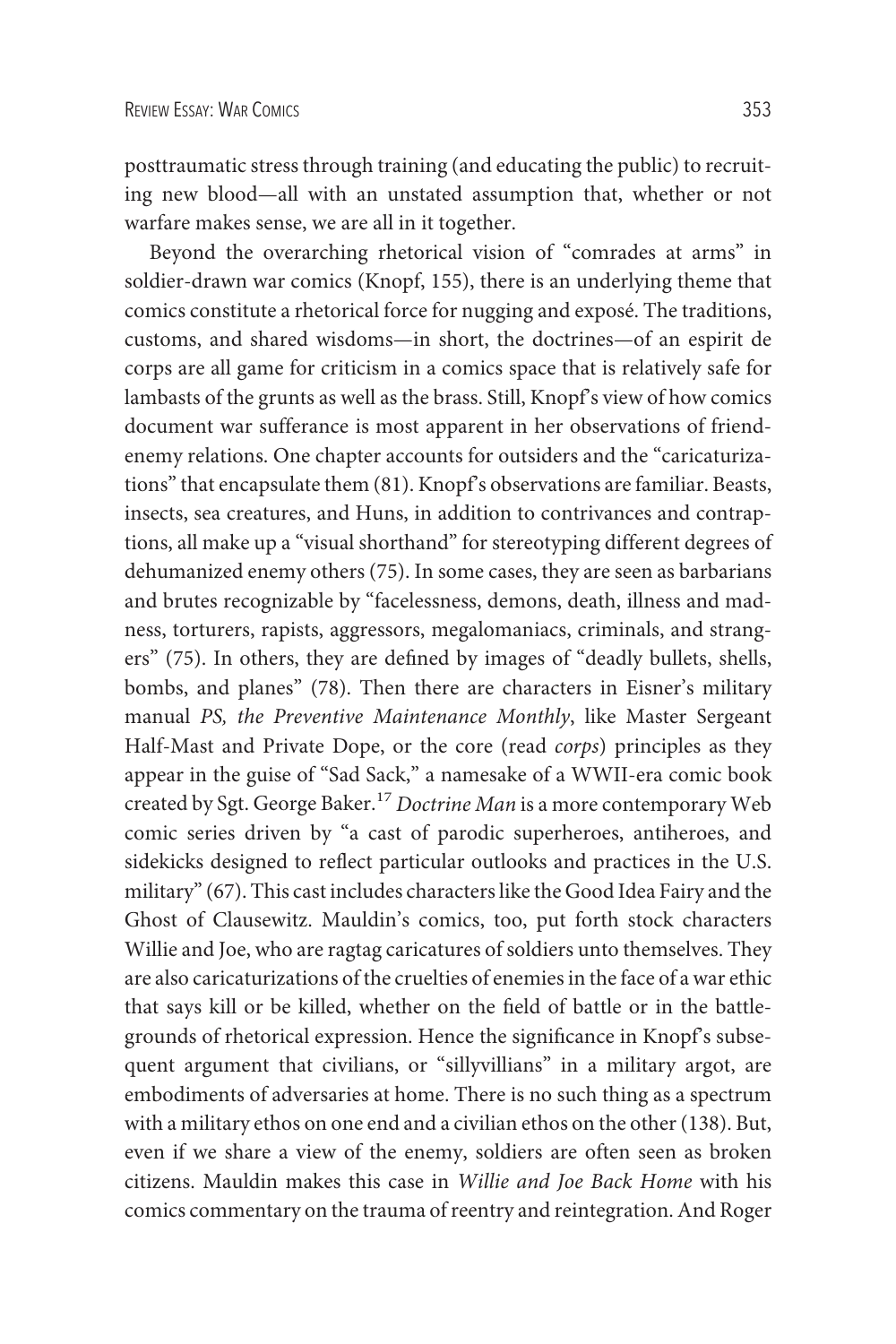posttraumatic stress through training (and educating the public) to recruiting new blood—all with an unstated assumption that, whether or not warfare makes sense, we are all in it together.

Beyond the overarching rhetorical vision of "comrades at arms" in soldier-drawn war comics (Knopf, 155), there is an underlying theme that comics constitute a rhetorical force for nugging and exposé. The traditions, customs, and shared wisdoms—in short, the doctrines—of an espirit de corps are all game for criticism in a comics space that is relatively safe for lambasts of the grunts as well as the brass. Still, Knopf's view of how comics document war sufferance is most apparent in her observations of friend-enemy relations. One chapter accounts for outsiders and the "caricaturizations" that encapsulate them (81). Knopf's observations are familiar. Beasts, insects, sea creatures, and Huns, in addition to contrivances and contraptions, all make up a "visual shorthand" for stereotyping different degrees of dehumanized enemy others (75). In some cases, they are seen as barbarians and brutes recognizable by "facelessness, demons, death, illness and madness, torturers, rapists, aggressors, megalomaniacs, criminals, and strangers" (75). In others, they are defined by images of "deadly bullets, shells, bombs, and planes" (78). Then there are characters in Eisner's military manual *PS, the Preventive Maintenance Monthly*, like Master Sergeant Half-Mast and Private Dope, or the core (read *corps*) principles as they appear in the guise of "Sad Sack," a namesake of a WWII-era comic book created by Sgt. George Baker.[17] *Doctrine Man* is a more contemporary Web comic series driven by "a cast of parodic superheroes, antiheroes, and sidekicks designed to reflect particular outlooks and practices in the U.S. military" (67). This cast includes characters like the Good Idea Fairy and the Ghost of Clausewitz. Mauldin's comics, too, put forth stock characters Willie and Joe, who are ragtag caricatures of soldiers unto themselves. They are also caricaturizations of the cruelties of enemies in the face of a war ethic that says kill or be killed, whether on the field of battle or in the battlegrounds of rhetorical expression. Hence the significance in Knopf's subsequent argument that civilians, or "sillyvillians" in a military argot, are embodiments of adversaries at home. There is no such thing as a spectrum with a military ethos on one end and a civilian ethos on the other (138). But, even if we share a view of the enemy, soldiers are often seen as broken citizens. Mauldin makes this case in *Willie and Joe Back Home* with his comics commentary on the trauma of reentry and reintegration. And Roger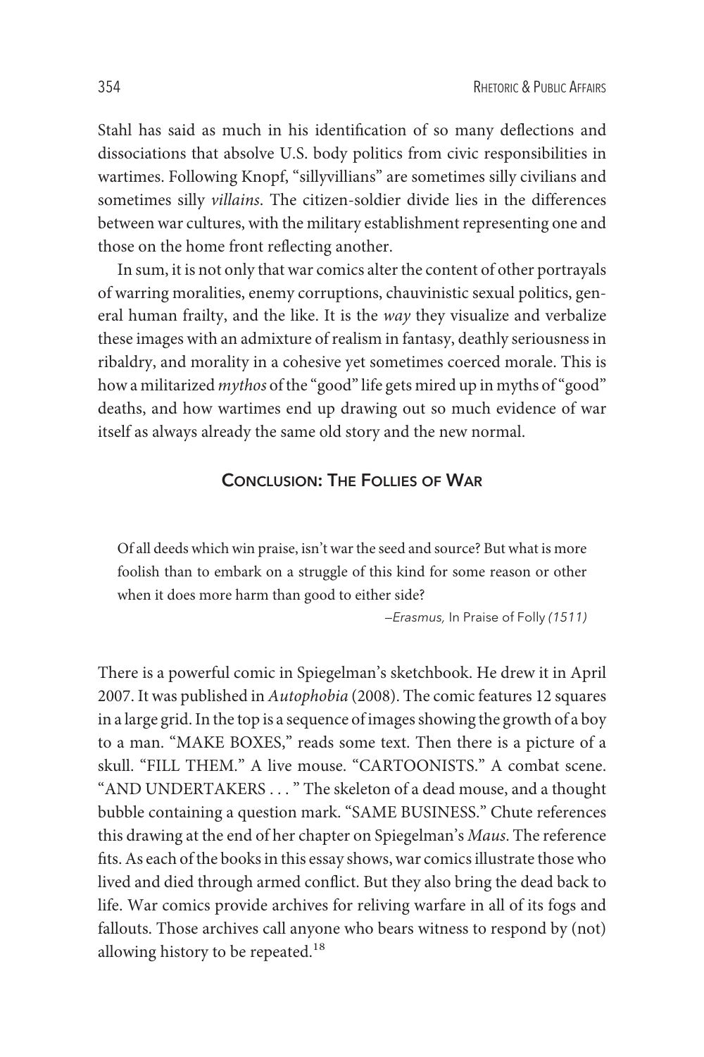Stahl has said as much in his identification of so many deflections and dissociations that absolve U.S. body politics from civic responsibilities in wartimes. Following Knopf, "sillyvillians" are sometimes silly civilians and sometimes silly *villains*. The citizen-soldier divide lies in the differences between war cultures, with the military establishment representing one and those on the home front reflecting another.

In sum, it is not only that war comics alter the content of other portrayals of warring moralities, enemy corruptions, chauvinistic sexual politics, general human frailty, and the like. It is the *way* they visualize and verbalize these images with an admixture of realism in fantasy, deathly seriousness in ribaldry, and morality in a cohesive yet sometimes coerced morale. This is how a militarized *mythos* of the "good" life gets mired up in myths of "good" deaths, and how wartimes end up drawing out so much evidence of war itself as always already the same old story and the new normal.

## Conclusion: The Follies of War

> Of all deeds which win praise, isn't war the seed and source? But what is more foolish than to embark on a struggle of this kind for some reason or other when it does more harm than good to either side?
>
> —*Erasmus,* In Praise of Folly *(1511)*

There is a powerful comic in Spiegelman's sketchbook. He drew it in April 2007. It was published in *Autophobia* (2008). The comic features 12 squares in a large grid. In the top is a sequence of images showing the growth of a boy to a man. "MAKE BOXES," reads some text. Then there is a picture of a skull. "FILL THEM." A live mouse. "CARTOONISTS." A combat scene. "AND UNDERTAKERS . . . " The skeleton of a dead mouse, and a thought bubble containing a question mark. "SAME BUSINESS." Chute references this drawing at the end of her chapter on Spiegelman's *Maus*. The reference fits. As each of the books in this essay shows, war comics illustrate those who lived and died through armed conflict. But they also bring the dead back to life. War comics provide archives for reliving warfare in all of its fogs and fallouts. Those archives call anyone who bears witness to respond by (not) allowing history to be repeated.[18]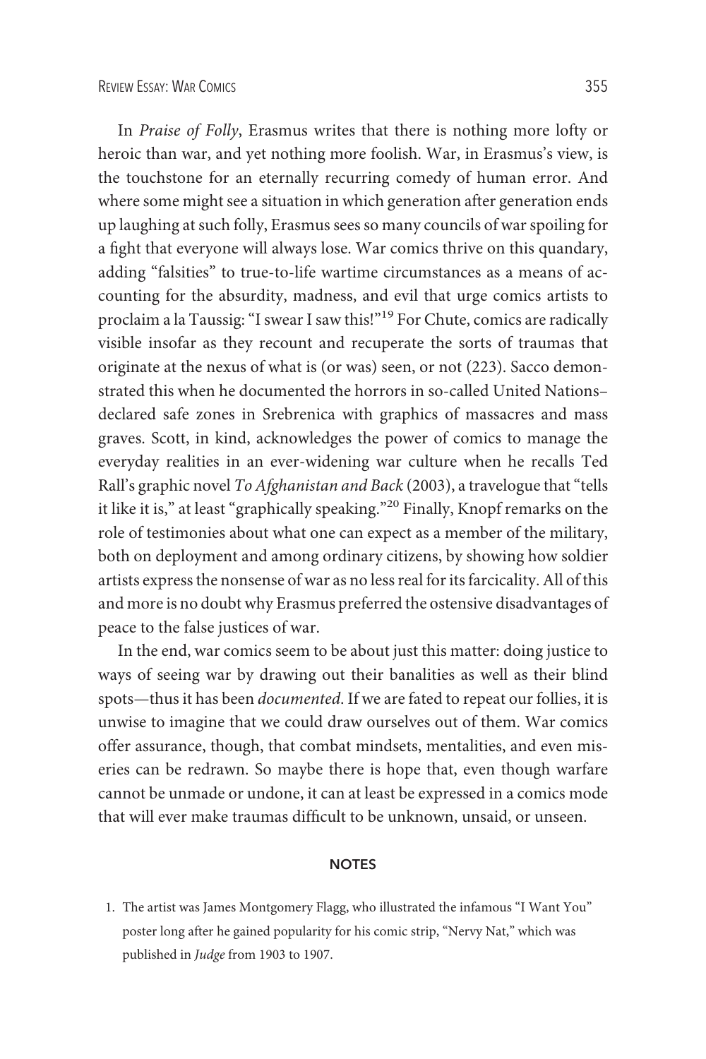In *Praise of Folly*, Erasmus writes that there is nothing more lofty or heroic than war, and yet nothing more foolish. War, in Erasmus's view, is the touchstone for an eternally recurring comedy of human error. And where some might see a situation in which generation after generation ends up laughing at such folly, Erasmus sees so many councils of war spoiling for a fight that everyone will always lose. War comics thrive on this quandary, adding "falsities" to true-to-life wartime circumstances as a means of accounting for the absurdity, madness, and evil that urge comics artists to proclaim a la Taussig: "I swear I saw this!"[19] For Chute, comics are radically visible insofar as they recount and recuperate the sorts of traumas that originate at the nexus of what is (or was) seen, or not (223). Sacco demonstrated this when he documented the horrors in so-called United Nations–declared safe zones in Srebrenica with graphics of massacres and mass graves. Scott, in kind, acknowledges the power of comics to manage the everyday realities in an ever-widening war culture when he recalls Ted Rall's graphic novel *To Afghanistan and Back* (2003), a travelogue that "tells it like it is," at least "graphically speaking."[20] Finally, Knopf remarks on the role of testimonies about what one can expect as a member of the military, both on deployment and among ordinary citizens, by showing how soldier artists express the nonsense of war as no less real for its farcicality. All of this and more is no doubt why Erasmus preferred the ostensive disadvantages of peace to the false justices of war.

In the end, war comics seem to be about just this matter: doing justice to ways of seeing war by drawing out their banalities as well as their blind spots—thus it has been *documented*. If we are fated to repeat our follies, it is unwise to imagine that we could draw ourselves out of them. War comics offer assurance, though, that combat mindsets, mentalities, and even miseries can be redrawn. So maybe there is hope that, even though warfare cannot be unmade or undone, it can at least be expressed in a comics mode that will ever make traumas difficult to be unknown, unsaid, or unseen.

## NOTES

1. The artist was James Montgomery Flagg, who illustrated the infamous "I Want You" poster long after he gained popularity for his comic strip, "Nervy Nat," which was published in *Judge* from 1903 to 1907.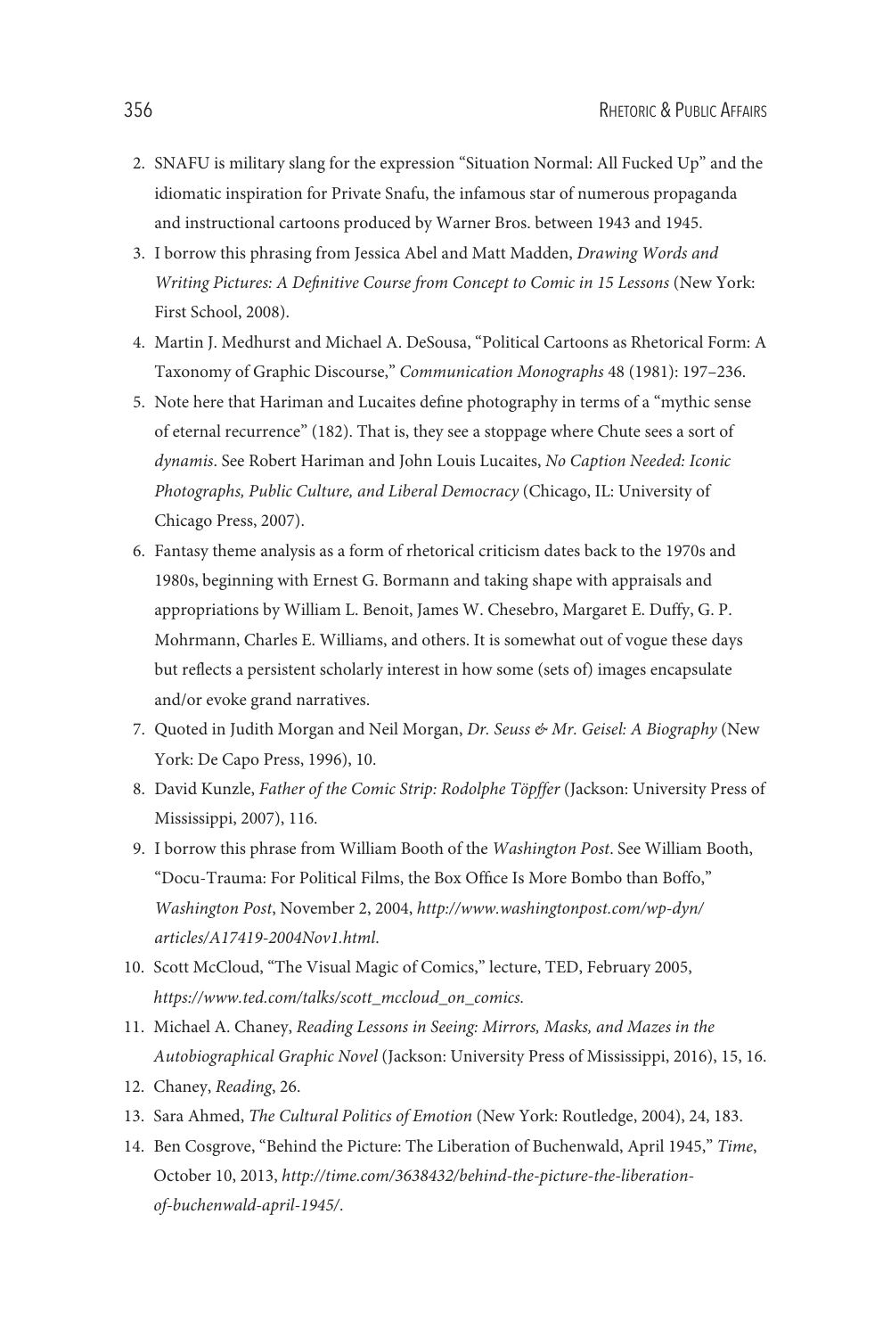2. SNAFU is military slang for the expression "Situation Normal: All Fucked Up" and the idiomatic inspiration for Private Snafu, the infamous star of numerous propaganda and instructional cartoons produced by Warner Bros. between 1943 and 1945.
3. I borrow this phrasing from Jessica Abel and Matt Madden, *Drawing Words and Writing Pictures: A Definitive Course from Concept to Comic in 15 Lessons* (New York: First School, 2008).
4. Martin J. Medhurst and Michael A. DeSousa, "Political Cartoons as Rhetorical Form: A Taxonomy of Graphic Discourse," *Communication Monographs* 48 (1981): 197–236.
5. Note here that Hariman and Lucaites define photography in terms of a "mythic sense of eternal recurrence" (182). That is, they see a stoppage where Chute sees a sort of *dynamis*. See Robert Hariman and John Louis Lucaites, *No Caption Needed: Iconic Photographs, Public Culture, and Liberal Democracy* (Chicago, IL: University of Chicago Press, 2007).
6. Fantasy theme analysis as a form of rhetorical criticism dates back to the 1970s and 1980s, beginning with Ernest G. Bormann and taking shape with appraisals and appropriations by William L. Benoit, James W. Chesebro, Margaret E. Duffy, G. P. Mohrmann, Charles E. Williams, and others. It is somewhat out of vogue these days but reflects a persistent scholarly interest in how some (sets of) images encapsulate and/or evoke grand narratives.
7. Quoted in Judith Morgan and Neil Morgan, *Dr. Seuss & Mr. Geisel: A Biography* (New York: De Capo Press, 1996), 10.
8. David Kunzle, *Father of the Comic Strip: Rodolphe Töpffer* (Jackson: University Press of Mississippi, 2007), 116.
9. I borrow this phrase from William Booth of the *Washington Post*. See William Booth, "Docu-Trauma: For Political Films, the Box Office Is More Bombo than Boffo," *Washington Post*, November 2, 2004, *http://www.washingtonpost.com/wp-dyn/articles/A17419-2004Nov1.html*.
10. Scott McCloud, "The Visual Magic of Comics," lecture, TED, February 2005, *https://www.ted.com/talks/scott_mccloud_on_comics*.
11. Michael A. Chaney, *Reading Lessons in Seeing: Mirrors, Masks, and Mazes in the Autobiographical Graphic Novel* (Jackson: University Press of Mississippi, 2016), 15, 16.
12. Chaney, *Reading*, 26.
13. Sara Ahmed, *The Cultural Politics of Emotion* (New York: Routledge, 2004), 24, 183.
14. Ben Cosgrove, "Behind the Picture: The Liberation of Buchenwald, April 1945," *Time*, October 10, 2013, *http://time.com/3638432/behind-the-picture-the-liberation-of-buchenwald-april-1945/*.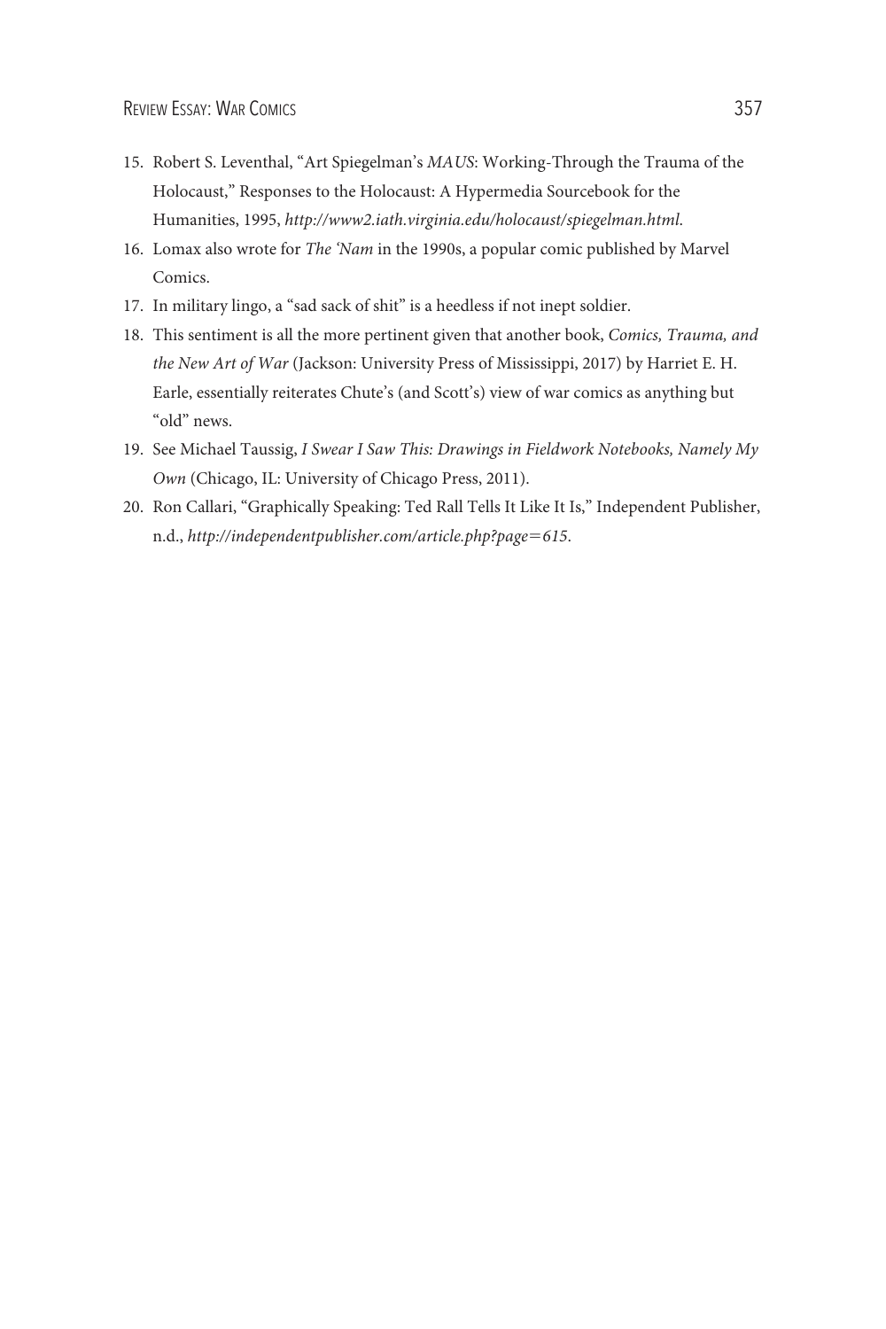15. Robert S. Leventhal, "Art Spiegelman's *MAUS*: Working-Through the Trauma of the Holocaust," Responses to the Holocaust: A Hypermedia Sourcebook for the Humanities, 1995, *http://www2.iath.virginia.edu/holocaust/spiegelman.html*.
16. Lomax also wrote for *The 'Nam* in the 1990s, a popular comic published by Marvel Comics.
17. In military lingo, a "sad sack of shit" is a heedless if not inept soldier.
18. This sentiment is all the more pertinent given that another book, *Comics, Trauma, and the New Art of War* (Jackson: University Press of Mississippi, 2017) by Harriet E. H. Earle, essentially reiterates Chute's (and Scott's) view of war comics as anything but "old" news.
19. See Michael Taussig, *I Swear I Saw This: Drawings in Fieldwork Notebooks, Namely My Own* (Chicago, IL: University of Chicago Press, 2011).
20. Ron Callari, "Graphically Speaking: Ted Rall Tells It Like It Is," Independent Publisher, n.d., *http://independentpublisher.com/article.php?page=615*.